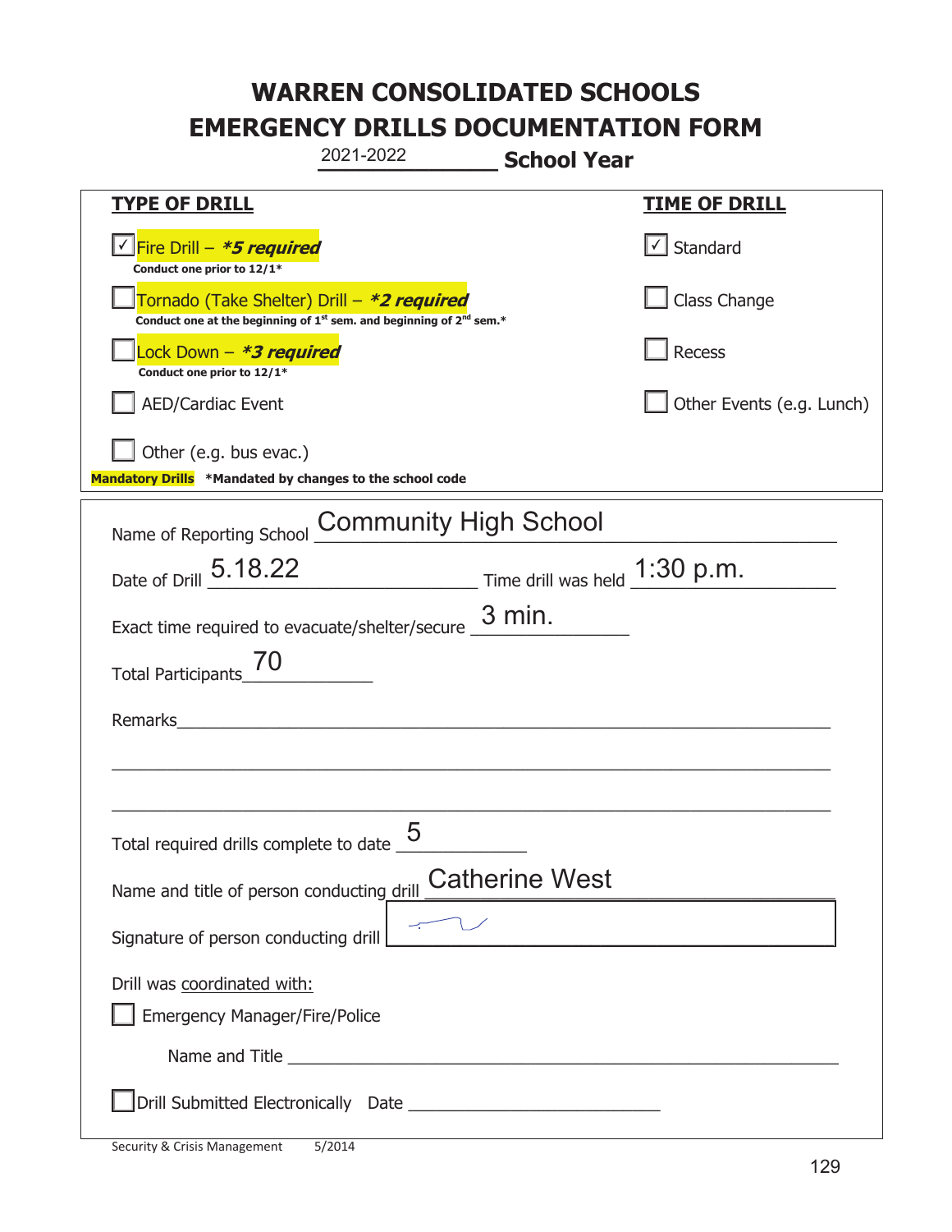# WARREN CONSOLIDATED SCHOOLS
# EMERGENCY DRILLS DOCUMENTATION FORM

2021-2022 **School Year**

| **TYPE OF DRILL** | **TIME OF DRILL** |
|---|---|
| ☑ Fire Drill – ***5 required*** <br> **Conduct one prior to 12/1*** | ☑ Standard |
| ☐ Tornado (Take Shelter) Drill – ***2 required*** <br> **Conduct one at the beginning of 1st sem. and beginning of 2nd sem.*** | ☐ Class Change |
| ☐ Lock Down – ***3 required*** <br> **Conduct one prior to 12/1*** | ☐ Recess |
| ☐ AED/Cardiac Event | ☐ Other Events (e.g. Lunch) |
| ☐ Other (e.g. bus evac.) | |

**Mandatory Drills** ***Mandated by changes to the school code**

Name of Reporting School: Community High School

Date of Drill: 5.18.22 Time drill was held: 1:30 p.m.

Exact time required to evacuate/shelter/secure: 3 min.

Total Participants: 70

Remarks: ______________________________

Total required drills complete to date: 5

Name and title of person conducting drill: Catherine West

Signature of person conducting drill: [signature]

Drill was coordinated with:

☐ Emergency Manager/Fire/Police

Name and Title ______________________________

☐ Drill Submitted Electronically Date ______________________________

Security & Crisis Management 5/2014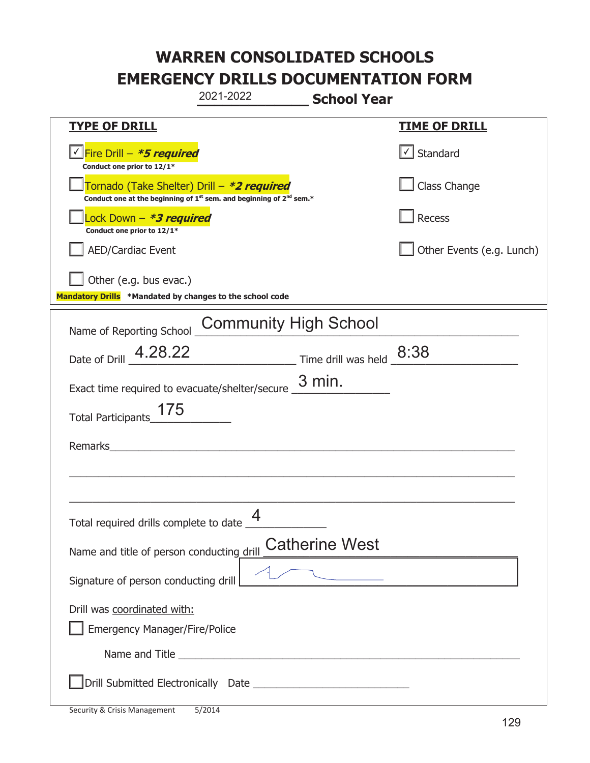# WARREN CONSOLIDATED SCHOOLS
# EMERGENCY DRILLS DOCUMENTATION FORM

2021-2022 **School Year**

| **TYPE OF DRILL** | **TIME OF DRILL** |
|---|---|
| ☑ Fire Drill – ***5 required*** <br> **Conduct one prior to 12/1*** | ☑ Standard |
| ☐ Tornado (Take Shelter) Drill – ***2 required*** <br> **Conduct one at the beginning of 1st sem. and beginning of 2nd sem.*** | ☐ Class Change |
| ☐ Lock Down – ***3 required*** <br> **Conduct one prior to 12/1*** | ☐ Recess |
| ☐ AED/Cardiac Event | ☐ Other Events (e.g. Lunch) |
| ☐ Other (e.g. bus evac.) | |

**Mandatory Drills** ***Mandated by changes to the school code**

Name of Reporting School: Community High School

Date of Drill: 4.28.22 Time drill was held: 8:38

Exact time required to evacuate/shelter/secure: 3 min.

Total Participants: 175

Remarks: ____________________

Total required drills complete to date: 4

Name and title of person conducting drill: Catherine West

Signature of person conducting drill: [signature]

Drill was coordinated with:

☐ Emergency Manager/Fire/Police

Name and Title ____________________

☐ Drill Submitted Electronically Date ____________________

Security & Crisis Management 5/2014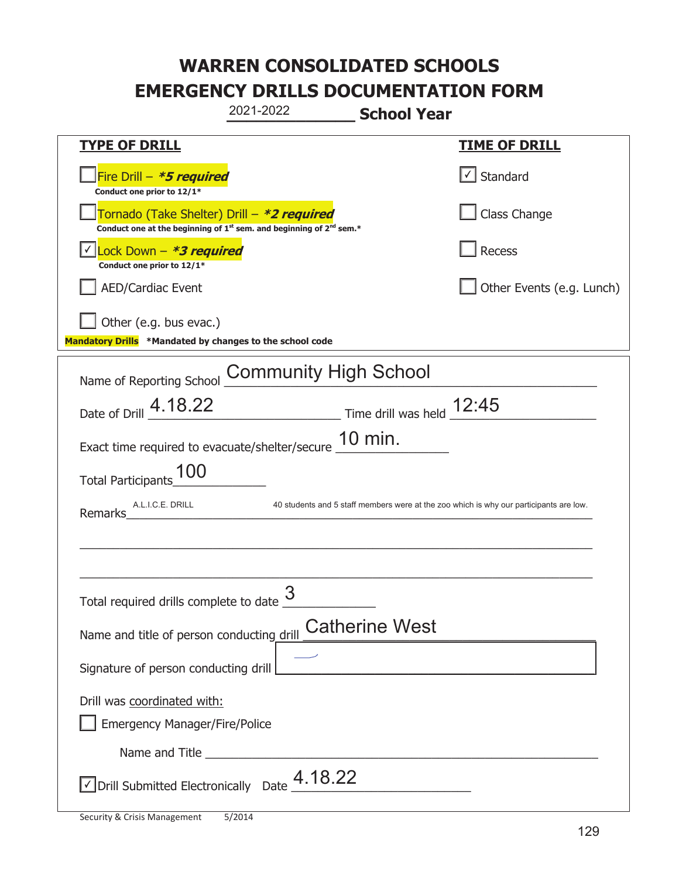# WARREN CONSOLIDATED SCHOOLS
# EMERGENCY DRILLS DOCUMENTATION FORM

2021-2022 **School Year**

| **TYPE OF DRILL** | **TIME OF DRILL** |
|---|---|
| ☐ Fire Drill – ***5 required*** <br> **Conduct one prior to 12/1*** | ☑ Standard |
| ☐ Tornado (Take Shelter) Drill – ***2 required*** <br> **Conduct one at the beginning of 1st sem. and beginning of 2nd sem.*** | ☐ Class Change |
| ☑ Lock Down – ***3 required*** <br> **Conduct one prior to 12/1*** | ☐ Recess |
| ☐ AED/Cardiac Event | ☐ Other Events (e.g. Lunch) |
| ☐ Other (e.g. bus evac.) | |

**Mandatory Drills** ***Mandated by changes to the school code**

Name of Reporting School: Community High School

Date of Drill: 4.18.22

Time drill was held: 12:45

Exact time required to evacuate/shelter/secure: 10 min.

Total Participants: 100

Remarks: A.L.I.C.E. DRILL 40 students and 5 staff members were at the zoo which is why our participants are low.

Total required drills complete to date: 3

Name and title of person conducting drill: Catherine West

Signature of person conducting drill:

Drill was coordinated with:

☐ Emergency Manager/Fire/Police

Name and Title ____________________

☑ Drill Submitted Electronically Date: 4.18.22

Security & Crisis Management 5/2014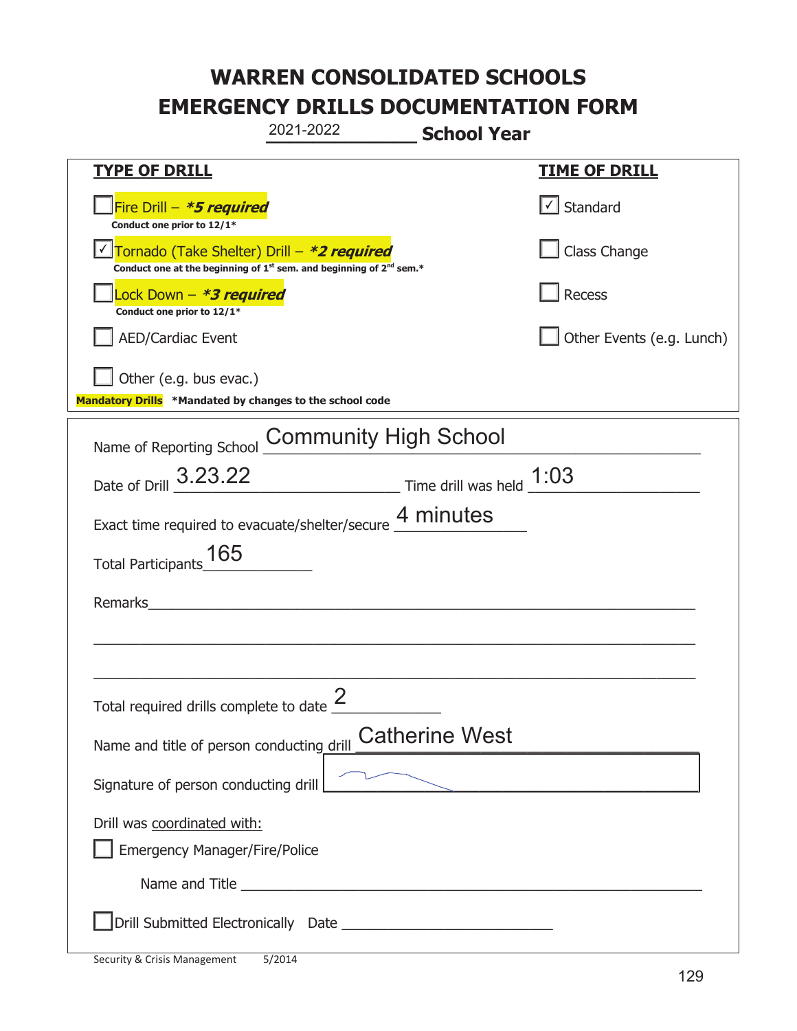# WARREN CONSOLIDATED SCHOOLS
# EMERGENCY DRILLS DOCUMENTATION FORM

2021-2022 **School Year**

| **TYPE OF DRILL** | **TIME OF DRILL** |
|---|---|
| ☐ Fire Drill – ***5 required***<br>**Conduct one prior to 12/1*** | ☑ Standard |
| ☑ Tornado (Take Shelter) Drill – ***2 required***<br>**Conduct one at the beginning of 1st sem. and beginning of 2nd sem.*** | ☐ Class Change |
| ☐ Lock Down – ***3 required***<br>**Conduct one prior to 12/1*** | ☐ Recess |
| ☐ AED/Cardiac Event | ☐ Other Events (e.g. Lunch) |
| ☐ Other (e.g. bus evac.) | |

**Mandatory Drills** **\*Mandated by changes to the school code**

Name of Reporting School: Community High School

Date of Drill: 3.23.22 Time drill was held: 1:03

Exact time required to evacuate/shelter/secure: 4 minutes

Total Participants: 165

Remarks: ___

Total required drills complete to date: 2

Name and title of person conducting drill: Catherine West

Signature of person conducting drill: [signature]

Drill was coordinated with:

☐ Emergency Manager/Fire/Police

Name and Title ___

☐ Drill Submitted Electronically Date ___

Security & Crisis Management 5/2014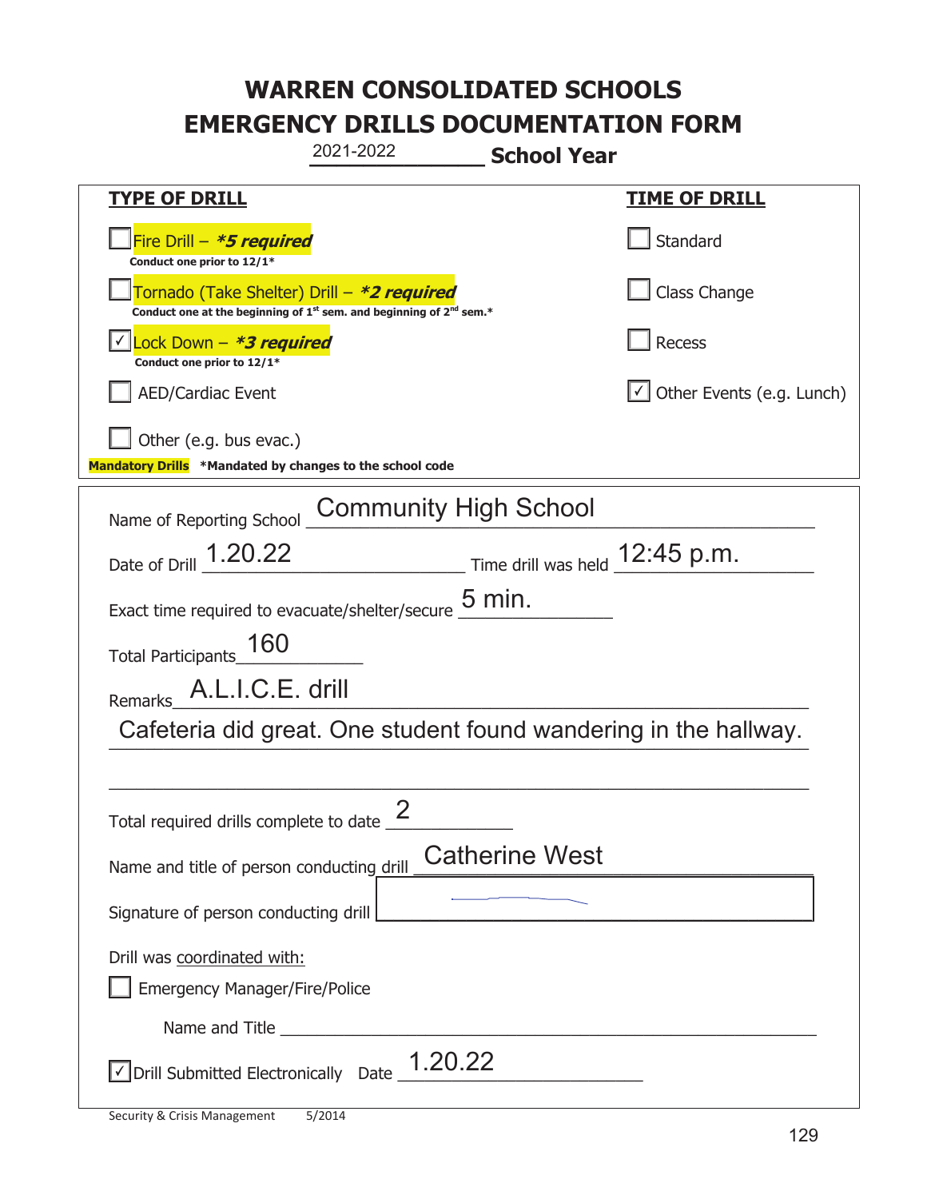# WARREN CONSOLIDATED SCHOOLS
# EMERGENCY DRILLS DOCUMENTATION FORM

2021-2022 **School Year**

| **TYPE OF DRILL** | **TIME OF DRILL** |
|---|---|
| ☐ Fire Drill – ***5 required*** <br> **Conduct one prior to 12/1*** | ☐ Standard |
| ☐ Tornado (Take Shelter) Drill – ***2 required*** <br> **Conduct one at the beginning of 1st sem. and beginning of 2nd sem.*** | ☐ Class Change |
| ☑ Lock Down – ***3 required*** <br> **Conduct one prior to 12/1*** | ☐ Recess |
| ☐ AED/Cardiac Event | ☑ Other Events (e.g. Lunch) |
| ☐ Other (e.g. bus evac.) | |

**Mandatory Drills** ***Mandated by changes to the school code**

Name of Reporting School: Community High School

Date of Drill: 1.20.22 Time drill was held: 12:45 p.m.

Exact time required to evacuate/shelter/secure: 5 min.

Total Participants: 160

Remarks: A.L.I.C.E. drill

Cafeteria did great. One student found wandering in the hallway.

Total required drills complete to date: 2

Name and title of person conducting drill: Catherine West

Signature of person conducting drill: [signature]

Drill was coordinated with:

☐ Emergency Manager/Fire/Police

Name and Title ______________________

☑ Drill Submitted Electronically Date: 1.20.22

Security & Crisis Management 5/2014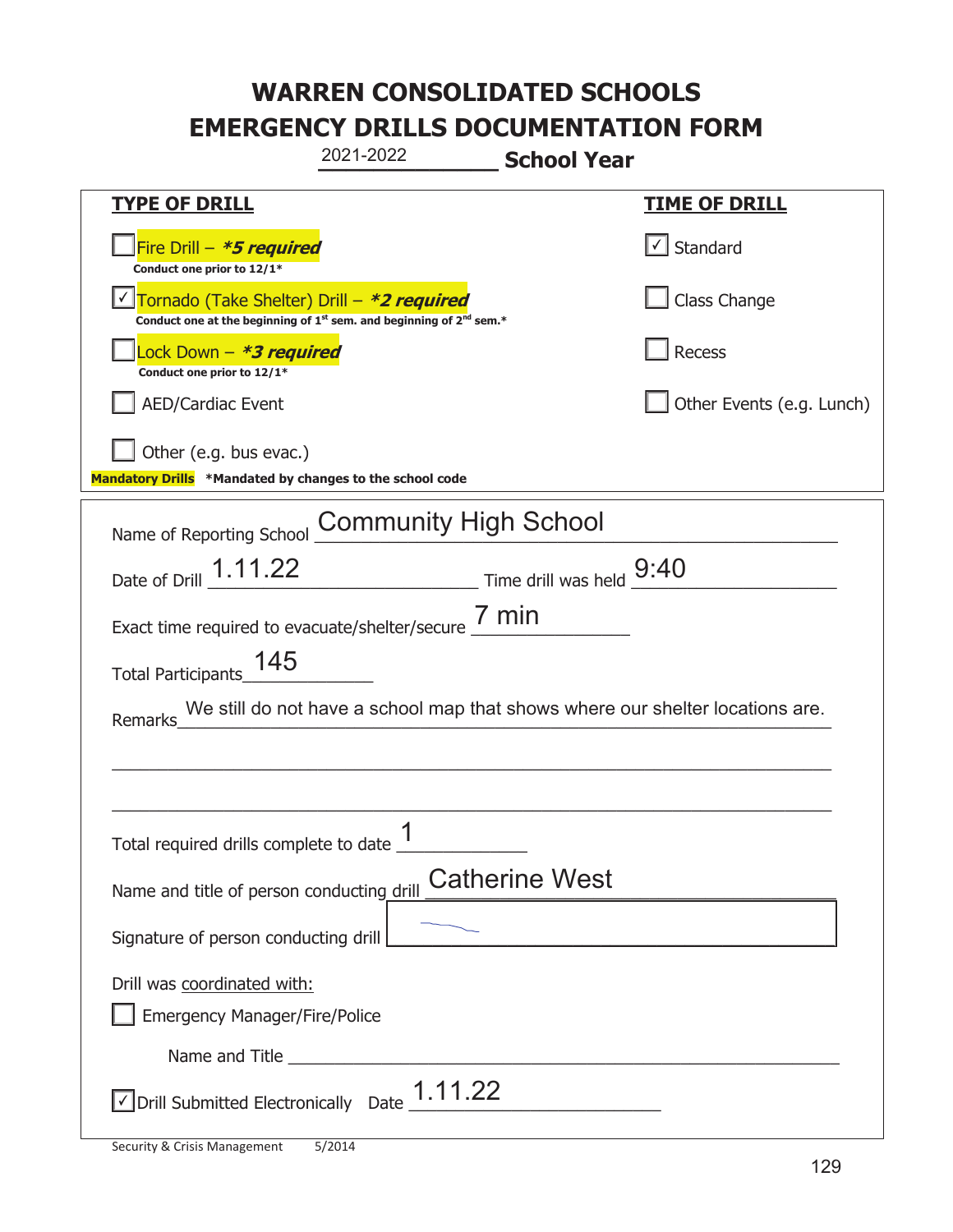# WARREN CONSOLIDATED SCHOOLS
# EMERGENCY DRILLS DOCUMENTATION FORM

2021-2022 **School Year**

| **TYPE OF DRILL** | **TIME OF DRILL** |
|---|---|
| ☐ Fire Drill – ***5 required*** <br> **Conduct one prior to 12/1*** | ☑ Standard |
| ☑ Tornado (Take Shelter) Drill – ***2 required*** <br> **Conduct one at the beginning of 1st sem. and beginning of 2nd sem.*** | ☐ Class Change |
| ☐ Lock Down – ***3 required*** <br> **Conduct one prior to 12/1*** | ☐ Recess |
| ☐ AED/Cardiac Event | ☐ Other Events (e.g. Lunch) |
| ☐ Other (e.g. bus evac.) | |

**Mandatory Drills** **\*Mandated by changes to the school code**

Name of Reporting School: Community High School

Date of Drill: 1.11.22 Time drill was held: 9:40

Exact time required to evacuate/shelter/secure: 7 min

Total Participants: 145

Remarks: We still do not have a school map that shows where our shelter locations are.

Total required drills complete to date: 1

Name and title of person conducting drill: Catherine West

Signature of person conducting drill: [signature]

Drill was coordinated with:

☐ Emergency Manager/Fire/Police

Name and Title ______________________

☑ Drill Submitted Electronically Date: 1.11.22

Security & Crisis Management 5/2014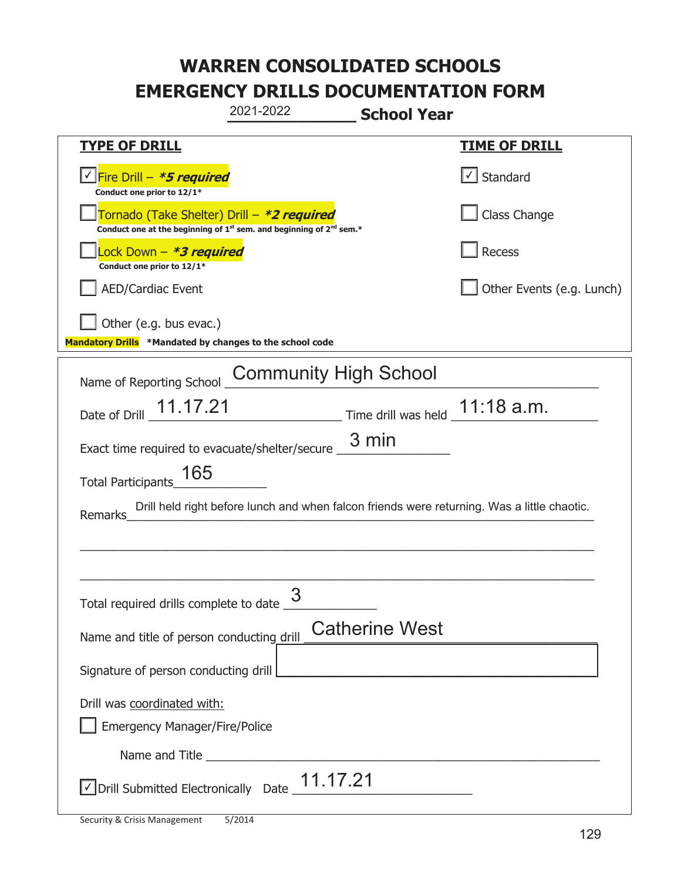# WARREN CONSOLIDATED SCHOOLS
# EMERGENCY DRILLS DOCUMENTATION FORM

2021-2022 **School Year**

| **TYPE OF DRILL** | **TIME OF DRILL** |
|---|---|
| ☑ Fire Drill – ***5 required*** <br> **Conduct one prior to 12/1*** | ☑ Standard |
| ☐ Tornado (Take Shelter) Drill – ***2 required*** <br> **Conduct one at the beginning of 1st sem. and beginning of 2nd sem.*** | ☐ Class Change |
| ☐ Lock Down – ***3 required*** <br> **Conduct one prior to 12/1*** | ☐ Recess |
| ☐ AED/Cardiac Event | ☐ Other Events (e.g. Lunch) |
| ☐ Other (e.g. bus evac.) | |

**Mandatory Drills** ***Mandated by changes to the school code**

Name of Reporting School: Community High School

Date of Drill: 11.17.21 Time drill was held: 11:18 a.m.

Exact time required to evacuate/shelter/secure: 3 min

Total Participants: 165

Remarks: Drill held right before lunch and when falcon friends were returning. Was a little chaotic.

Total required drills complete to date: 3

Name and title of person conducting drill: Catherine West

Signature of person conducting drill: 

Drill was coordinated with:

☐ Emergency Manager/Fire/Police

Name and Title: 

☑ Drill Submitted Electronically Date: 11.17.21

Security & Crisis Management 5/2014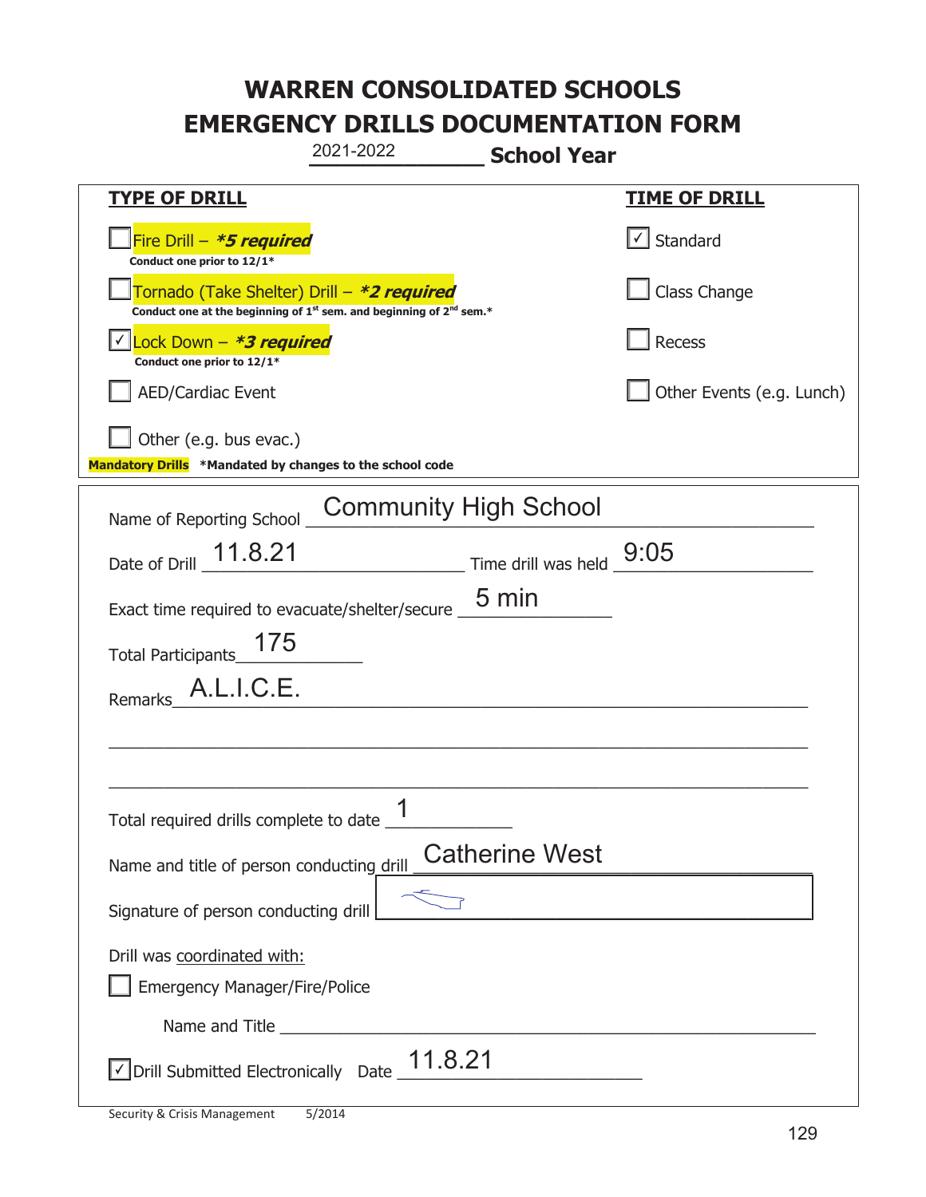# WARREN CONSOLIDATED SCHOOLS
# EMERGENCY DRILLS DOCUMENTATION FORM

2021-2022 **School Year**

| **TYPE OF DRILL** | **TIME OF DRILL** |
|---|---|
| ☐ Fire Drill – ***5 required*** <br> **Conduct one prior to 12/1*** | ☑ Standard |
| ☐ Tornado (Take Shelter) Drill – ***2 required*** <br> **Conduct one at the beginning of 1st sem. and beginning of 2nd sem.*** | ☐ Class Change |
| ☑ Lock Down – ***3 required*** <br> **Conduct one prior to 12/1*** | ☐ Recess |
| ☐ AED/Cardiac Event | ☐ Other Events (e.g. Lunch) |
| ☐ Other (e.g. bus evac.) | |

**Mandatory Drills** **\*Mandated by changes to the school code**

Name of Reporting School: Community High School

Date of Drill: 11.8.21 Time drill was held: 9:05

Exact time required to evacuate/shelter/secure: 5 min

Total Participants: 175

Remarks: A.L.I.C.E.

Total required drills complete to date: 1

Name and title of person conducting drill: Catherine West

Signature of person conducting drill: [signature]

Drill was coordinated with:

☐ Emergency Manager/Fire/Police

Name and Title: ____________________

☑ Drill Submitted Electronically Date: 11.8.21

Security & Crisis Management 5/2014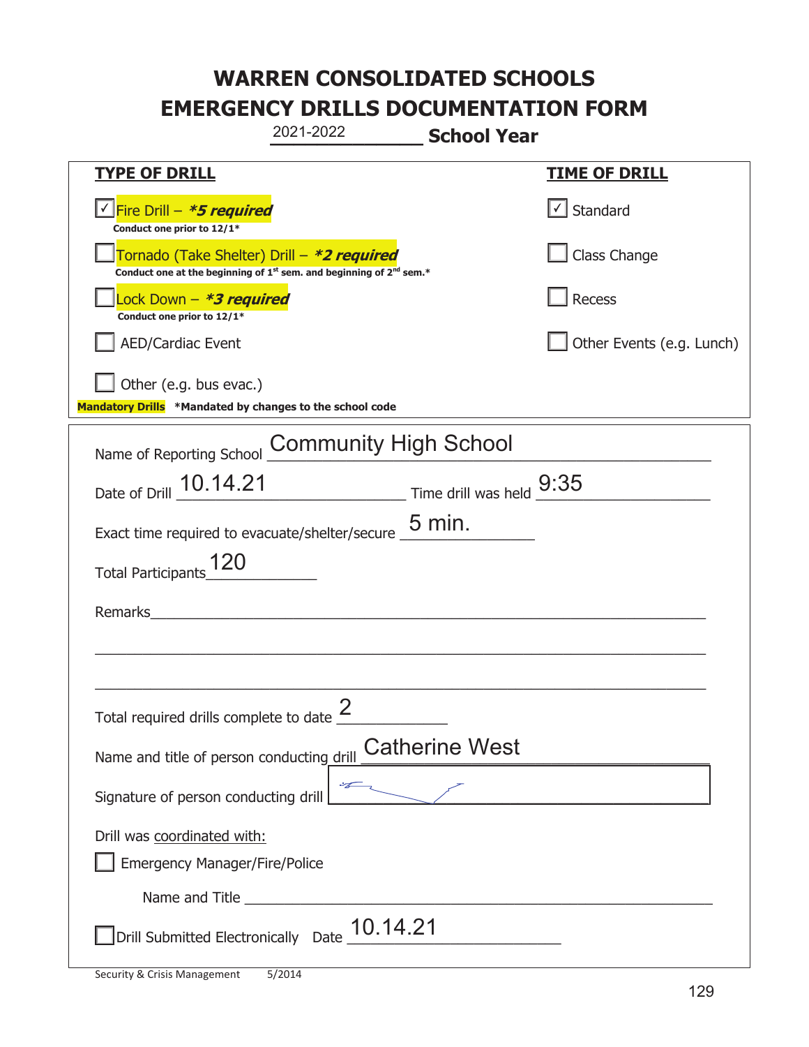# WARREN CONSOLIDATED SCHOOLS
# EMERGENCY DRILLS DOCUMENTATION FORM

2021-2022 **School Year**

| **TYPE OF DRILL** | **TIME OF DRILL** |
|---|---|
| ☑ Fire Drill – ***5 required*** <br> **Conduct one prior to 12/1*** | ☑ Standard |
| ☐ Tornado (Take Shelter) Drill – ***2 required*** <br> **Conduct one at the beginning of 1st sem. and beginning of 2nd sem.*** | ☐ Class Change |
| ☐ Lock Down – ***3 required*** <br> **Conduct one prior to 12/1*** | ☐ Recess |
| ☐ AED/Cardiac Event | ☐ Other Events (e.g. Lunch) |
| ☐ Other (e.g. bus evac.) | |

**Mandatory Drills** ***Mandated by changes to the school code**

Name of Reporting School: Community High School

Date of Drill: 10.14.21 Time drill was held: 9:35

Exact time required to evacuate/shelter/secure: 5 min.

Total Participants: 120

Remarks: ______________________________

Total required drills complete to date: 2

Name and title of person conducting drill: Catherine West

Signature of person conducting drill: [signature]

Drill was coordinated with:

☐ Emergency Manager/Fire/Police

Name and Title ______________________________

☐ Drill Submitted Electronically Date: 10.14.21

Security & Crisis Management 5/2014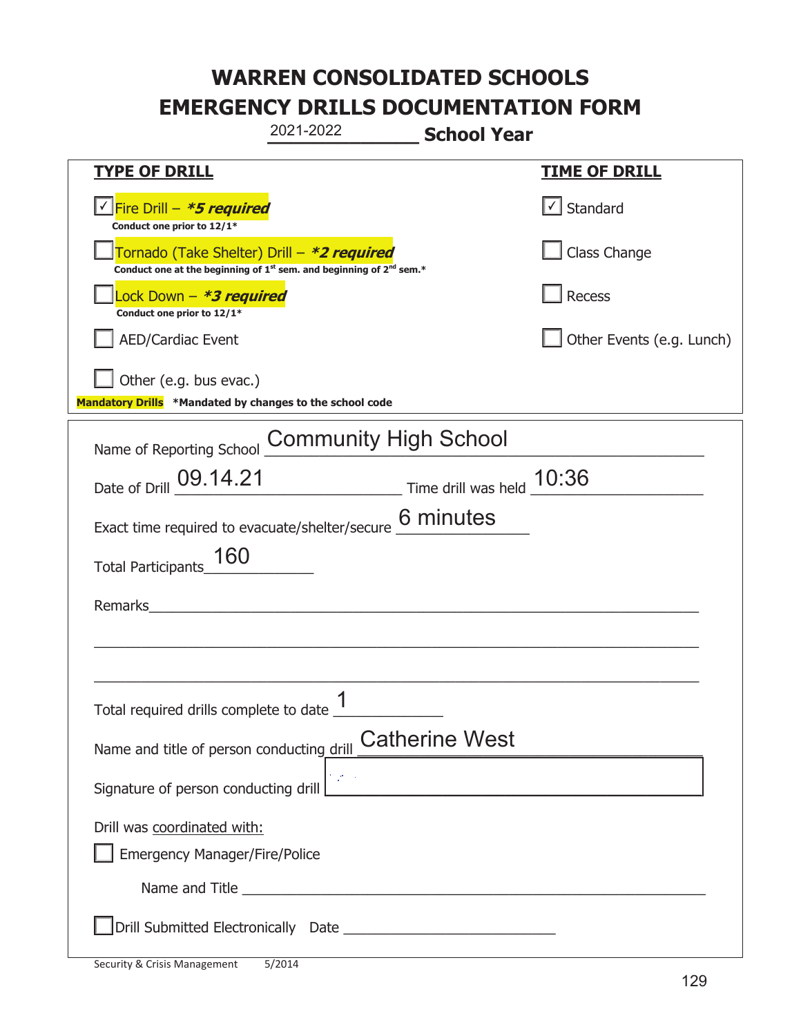# WARREN CONSOLIDATED SCHOOLS
# EMERGENCY DRILLS DOCUMENTATION FORM

2021-2022 **School Year**

| **TYPE OF DRILL** | **TIME OF DRILL** |
|---|---|
| ☑ Fire Drill – ***5 required*** <br> **Conduct one prior to 12/1*** | ☑ Standard |
| ☐ Tornado (Take Shelter) Drill – ***2 required*** <br> **Conduct one at the beginning of 1st sem. and beginning of 2nd sem.*** | ☐ Class Change |
| ☐ Lock Down – ***3 required*** <br> **Conduct one prior to 12/1*** | ☐ Recess |
| ☐ AED/Cardiac Event | ☐ Other Events (e.g. Lunch) |
| ☐ Other (e.g. bus evac.) | |

**Mandatory Drills** **\*Mandated by changes to the school code**

Name of Reporting School: Community High School

Date of Drill: 09.14.21 Time drill was held: 10:36

Exact time required to evacuate/shelter/secure: 6 minutes

Total Participants: 160

Remarks: ______________________________

Total required drills complete to date: 1

Name and title of person conducting drill: Catherine West

Signature of person conducting drill: ______________________________

Drill was coordinated with:

☐ Emergency Manager/Fire/Police

Name and Title ______________________________

☐ Drill Submitted Electronically Date ______________________________

Security & Crisis Management 5/2014